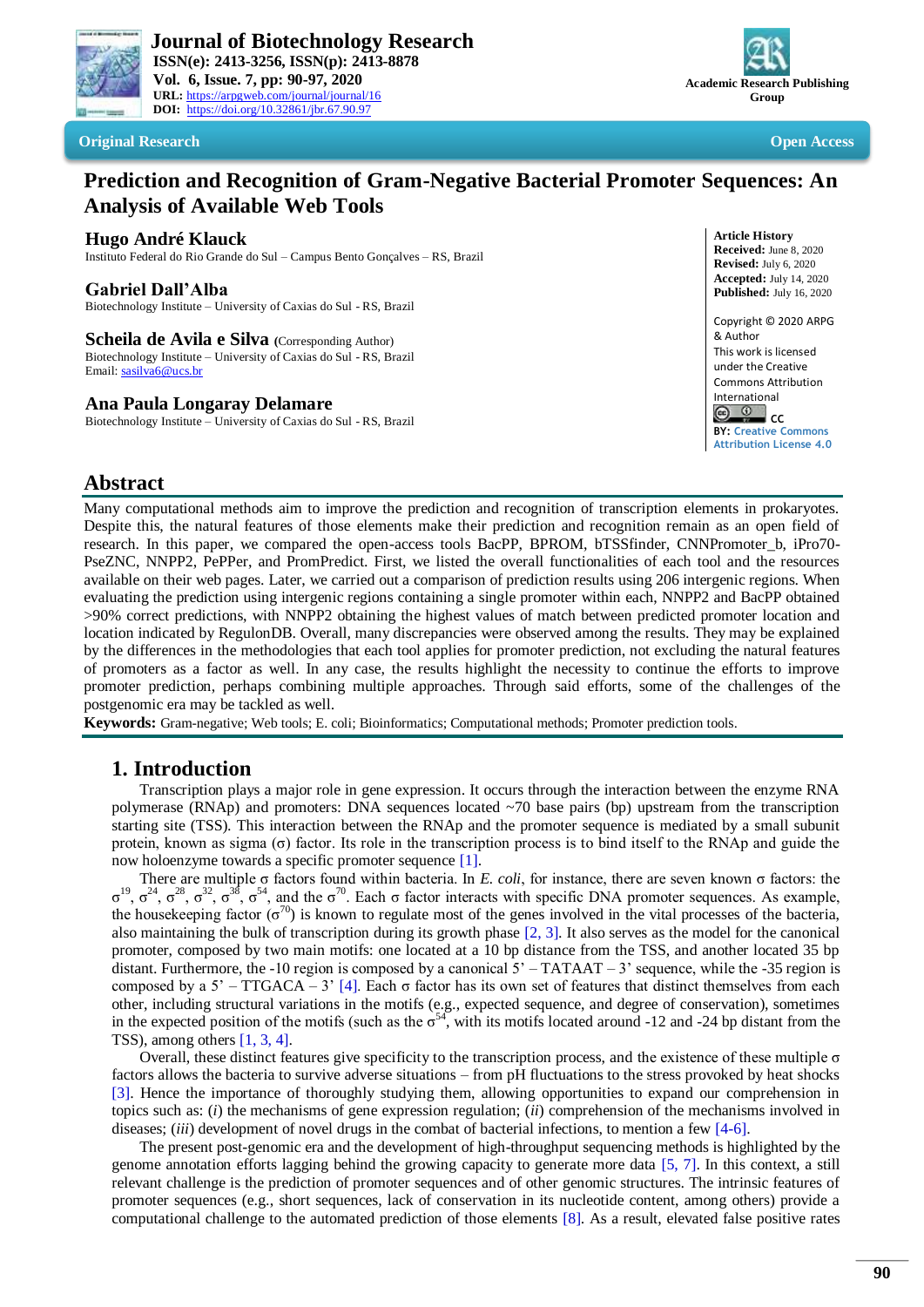Journal of Biotechnology Research
ISSN(e): 2413-3256, ISSN(p): 2413-8878
Vol. 6, Issue. 7, pp: 90-97, 2020
URL: https://arpgweb.com/journal/journal/16
DOI: https://doi.org/10.32861/jbr.67.90.97

Academic Research Publishing Group

**Original Research** | **Open Access**

# Prediction and Recognition of Gram-Negative Bacterial Promoter Sequences: An Analysis of Available Web Tools

**Hugo André Klauck**
Instituto Federal do Rio Grande do Sul – Campus Bento Gonçalves – RS, Brazil

**Gabriel Dall'Alba**
Biotechnology Institute – University of Caxias do Sul - RS, Brazil

**Scheila de Avila e Silva** (Corresponding Author)
Biotechnology Institute – University of Caxias do Sul - RS, Brazil
Email: sasilva6@ucs.br

**Ana Paula Longaray Delamare**
Biotechnology Institute – University of Caxias do Sul - RS, Brazil

**Article History**
**Received:** June 8, 2020
**Revised:** July 6, 2020
**Accepted:** July 14, 2020
**Published:** July 16, 2020

Copyright © 2020 ARPG & Author
This work is licensed under the Creative Commons Attribution International
CC BY: Creative Commons Attribution License 4.0

## Abstract

Many computational methods aim to improve the prediction and recognition of transcription elements in prokaryotes. Despite this, the natural features of those elements make their prediction and recognition remain as an open field of research. In this paper, we compared the open-access tools BacPP, BPROM, bTSSfinder, CNNPromoter_b, iPro70-PseZNC, NNPP2, PePPer, and PromPredict. First, we listed the overall functionalities of each tool and the resources available on their web pages. Later, we carried out a comparison of prediction results using 206 intergenic regions. When evaluating the prediction using intergenic regions containing a single promoter within each, NNPP2 and BacPP obtained >90% correct predictions, with NNPP2 obtaining the highest values of match between predicted promoter location and location indicated by RegulonDB. Overall, many discrepancies were observed among the results. They may be explained by the differences in the methodologies that each tool applies for promoter prediction, not excluding the natural features of promoters as a factor as well. In any case, the results highlight the necessity to continue the efforts to improve promoter prediction, perhaps combining multiple approaches. Through said efforts, some of the challenges of the postgenomic era may be tackled as well.

**Keywords:** Gram-negative; Web tools; E. coli; Bioinformatics; Computational methods; Promoter prediction tools.

## 1. Introduction

Transcription plays a major role in gene expression. It occurs through the interaction between the enzyme RNA polymerase (RNAp) and promoters: DNA sequences located ~70 base pairs (bp) upstream from the transcription starting site (TSS). This interaction between the RNAp and the promoter sequence is mediated by a small subunit protein, known as sigma (σ) factor. Its role in the transcription process is to bind itself to the RNAp and guide the now holoenzyme towards a specific promoter sequence [1].

There are multiple σ factors found within bacteria. In *E. coli*, for instance, there are seven known σ factors: the $\sigma^{19}$, $\sigma^{24}$, $\sigma^{28}$, $\sigma^{32}$, $\sigma^{38}$, $\sigma^{54}$, and the $\sigma^{70}$. Each σ factor interacts with specific DNA promoter sequences. As example, the housekeeping factor ($\sigma^{70}$) is known to regulate most of the genes involved in the vital processes of the bacteria, also maintaining the bulk of transcription during its growth phase [2, 3]. It also serves as the model for the canonical promoter, composed by two main motifs: one located at a 10 bp distance from the TSS, and another located 35 bp distant. Furthermore, the -10 region is composed by a canonical 5' – TATAAT – 3' sequence, while the -35 region is composed by a 5' – TTGACA – 3' [4]. Each σ factor has its own set of features that distinct themselves from each other, including structural variations in the motifs (e.g., expected sequence, and degree of conservation), sometimes in the expected position of the motifs (such as the $\sigma^{54}$, with its motifs located around -12 and -24 bp distant from the TSS), among others [1, 3, 4].

Overall, these distinct features give specificity to the transcription process, and the existence of these multiple σ factors allows the bacteria to survive adverse situations – from pH fluctuations to the stress provoked by heat shocks [3]. Hence the importance of thoroughly studying them, allowing opportunities to expand our comprehension in topics such as: (*i*) the mechanisms of gene expression regulation; (*ii*) comprehension of the mechanisms involved in diseases; (*iii*) development of novel drugs in the combat of bacterial infections, to mention a few [4-6].

The present post-genomic era and the development of high-throughput sequencing methods is highlighted by the genome annotation efforts lagging behind the growing capacity to generate more data [5, 7]. In this context, a still relevant challenge is the prediction of promoter sequences and of other genomic structures. The intrinsic features of promoter sequences (e.g., short sequences, lack of conservation in its nucleotide content, among others) provide a computational challenge to the automated prediction of those elements [8]. As a result, elevated false positive rates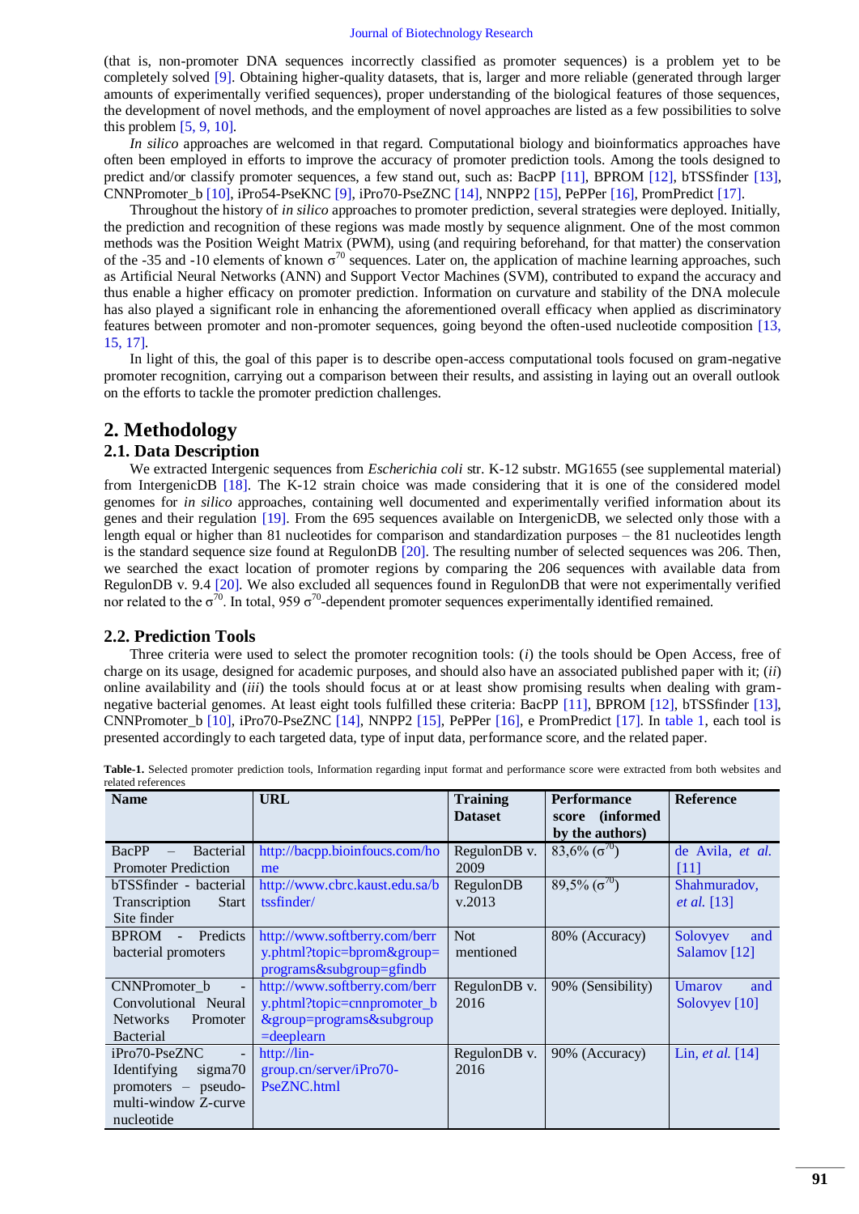(that is, non-promoter DNA sequences incorrectly classified as promoter sequences) is a problem yet to be completely solved [9]. Obtaining higher-quality datasets, that is, larger and more reliable (generated through larger amounts of experimentally verified sequences), proper understanding of the biological features of those sequences, the development of novel methods, and the employment of novel approaches are listed as a few possibilities to solve this problem [5, 9, 10].

*In silico* approaches are welcomed in that regard. Computational biology and bioinformatics approaches have often been employed in efforts to improve the accuracy of promoter prediction tools. Among the tools designed to predict and/or classify promoter sequences, a few stand out, such as: BacPP [11], BPROM [12], bTSSfinder [13], CNNPromoter_b [10], iPro54-PseKNC [9], iPro70-PseZNC [14], NNPP2 [15], PePPer [16], PromPredict [17].

Throughout the history of *in silico* approaches to promoter prediction, several strategies were deployed. Initially, the prediction and recognition of these regions was made mostly by sequence alignment. One of the most common methods was the Position Weight Matrix (PWM), using (and requiring beforehand, for that matter) the conservation of the -35 and -10 elements of known $\sigma^{70}$ sequences. Later on, the application of machine learning approaches, such as Artificial Neural Networks (ANN) and Support Vector Machines (SVM), contributed to expand the accuracy and thus enable a higher efficacy on promoter prediction. Information on curvature and stability of the DNA molecule has also played a significant role in enhancing the aforementioned overall efficacy when applied as discriminatory features between promoter and non-promoter sequences, going beyond the often-used nucleotide composition [13, 15, 17].

In light of this, the goal of this paper is to describe open-access computational tools focused on gram-negative promoter recognition, carrying out a comparison between their results, and assisting in laying out an overall outlook on the efforts to tackle the promoter prediction challenges.

# 2. Methodology

## 2.1. Data Description

We extracted Intergenic sequences from *Escherichia coli* str. K-12 substr. MG1655 (see supplemental material) from IntergenicDB [18]. The K-12 strain choice was made considering that it is one of the considered model genomes for *in silico* approaches, containing well documented and experimentally verified information about its genes and their regulation [19]. From the 695 sequences available on IntergenicDB, we selected only those with a length equal or higher than 81 nucleotides for comparison and standardization purposes – the 81 nucleotides length is the standard sequence size found at RegulonDB [20]. The resulting number of selected sequences was 206. Then, we searched the exact location of promoter regions by comparing the 206 sequences with available data from RegulonDB v. 9.4 [20]. We also excluded all sequences found in RegulonDB that were not experimentally verified nor related to the $\sigma^{70}$. In total, 959 $\sigma^{70}$-dependent promoter sequences experimentally identified remained.

## 2.2. Prediction Tools

Three criteria were used to select the promoter recognition tools: (*i*) the tools should be Open Access, free of charge on its usage, designed for academic purposes, and should also have an associated published paper with it; (*ii*) online availability and (*iii*) the tools should focus at or at least show promising results when dealing with gram-negative bacterial genomes. At least eight tools fulfilled these criteria: BacPP [11], BPROM [12], bTSSfinder [13], CNNPromoter_b [10], iPro70-PseZNC [14], NNPP2 [15], PePPer [16], e PromPredict [17]. In table 1, each tool is presented accordingly to each targeted data, type of input data, performance score, and the related paper.

**Table-1.** Selected promoter prediction tools, Information regarding input format and performance score were extracted from both websites and related references

| Name | URL | Training Dataset | Performance score (informed by the authors) | Reference |
|---|---|---|---|---|
| BacPP – Bacterial Promoter Prediction | http://bacpp.bioinfoucs.com/home | RegulonDB v. 2009 | 83,6% ($\sigma^{70}$) | de Avila, *et al.* [11] |
| bTSSfinder - bacterial Transcription Start Site finder | http://www.cbrc.kaust.edu.sa/btssfinder/ | RegulonDB v.2013 | 89,5% ($\sigma^{70}$) | Shahmuradov, *et al.* [13] |
| BPROM - Predicts bacterial promoters | http://www.softberry.com/berry.phtml?topic=bprom&group=programs&subgroup=gfindb | Not mentioned | 80% (Accuracy) | Solovyev and Salamov [12] |
| CNNPromoter_b - Convolutional Neural Networks Promoter Bacterial | http://www.softberry.com/berry.phtml?topic=cnnpromoter_b&group=programs&subgroup=deeplearn | RegulonDB v. 2016 | 90% (Sensibility) | Umarov and Solovyev [10] |
| iPro70-PseZNC - Identifying sigma70 promoters – pseudo-multi-window Z-curve nucleotide | http://lin-group.cn/server/iPro70-PseZNC.html | RegulonDB v. 2016 | 90% (Accuracy) | Lin, *et al.* [14] |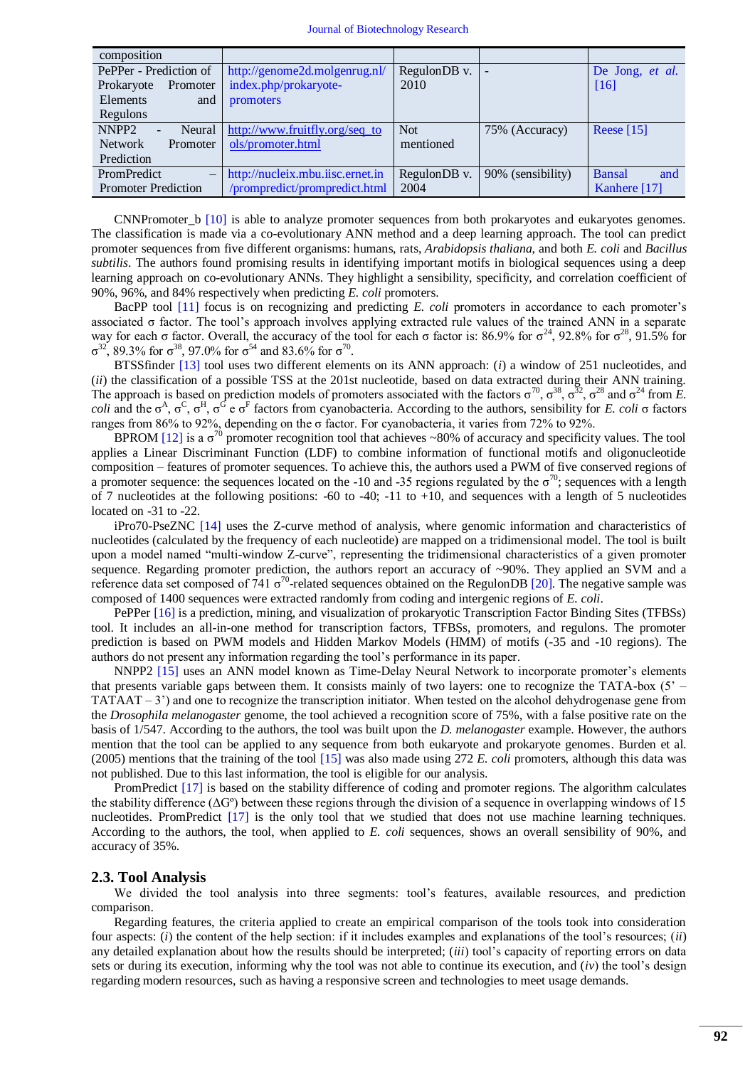| composition | | | | |
|---|---|---|---|---|
| PePPer - Prediction of Prokaryote Promoter Elements and Regulons | http://genome2d.molgenrug.nl/index.php/prokaryote-promoters | RegulonDB v. 2010 | - | De Jong, *et al.* [16] |
| NNPP2 - Neural Network Promoter Prediction | http://www.fruitfly.org/seq_tools/promoter.html | Not mentioned | 75% (Accuracy) | Reese [15] |
| PromPredict – Promoter Prediction | http://nucleix.mbu.iisc.ernet.in/prompredict/prompredict.html | RegulonDB v. 2004 | 90% (sensibility) | Bansal and Kanhere [17] |

CNNPromoter_b [10] is able to analyze promoter sequences from both prokaryotes and eukaryotes genomes. The classification is made via a co-evolutionary ANN method and a deep learning approach. The tool can predict promoter sequences from five different organisms: humans, rats, *Arabidopsis thaliana*, and both *E. coli* and *Bacillus subtilis*. The authors found promising results in identifying important motifs in biological sequences using a deep learning approach on co-evolutionary ANNs. They highlight a sensibility, specificity, and correlation coefficient of 90%, 96%, and 84% respectively when predicting *E. coli* promoters.

BacPP tool [11] focus is on recognizing and predicting *E. coli* promoters in accordance to each promoter's associated σ factor. The tool's approach involves applying extracted rule values of the trained ANN in a separate way for each σ factor. Overall, the accuracy of the tool for each σ factor is: 86.9% for $\sigma^{24}$, 92.8% for $\sigma^{28}$, 91.5% for $\sigma^{32}$, 89.3% for $\sigma^{38}$, 97.0% for $\sigma^{54}$ and 83.6% for $\sigma^{70}$.

BTSSfinder [13] tool uses two different elements on its ANN approach: (*i*) a window of 251 nucleotides, and (*ii*) the classification of a possible TSS at the 201st nucleotide, based on data extracted during their ANN training. The approach is based on prediction models of promoters associated with the factors $\sigma^{70}$, $\sigma^{38}$, $\sigma^{32}$, $\sigma^{28}$ and $\sigma^{24}$ from *E. coli* and the $\sigma^{A}$, $\sigma^{C}$, $\sigma^{H}$, $\sigma^{G}$ e $\sigma^{F}$ factors from cyanobacteria. According to the authors, sensibility for *E. coli* σ factors ranges from 86% to 92%, depending on the σ factor. For cyanobacteria, it varies from 72% to 92%.

BPROM [12] is a $\sigma^{70}$ promoter recognition tool that achieves ~80% of accuracy and specificity values. The tool applies a Linear Discriminant Function (LDF) to combine information of functional motifs and oligonucleotide composition – features of promoter sequences. To achieve this, the authors used a PWM of five conserved regions of a promoter sequence: the sequences located on the -10 and -35 regions regulated by the $\sigma^{70}$; sequences with a length of 7 nucleotides at the following positions: -60 to -40; -11 to +10, and sequences with a length of 5 nucleotides located on -31 to -22.

iPro70-PseZNC [14] uses the Z-curve method of analysis, where genomic information and characteristics of nucleotides (calculated by the frequency of each nucleotide) are mapped on a tridimensional model. The tool is built upon a model named "multi-window Z-curve", representing the tridimensional characteristics of a given promoter sequence. Regarding promoter prediction, the authors report an accuracy of ~90%. They applied an SVM and a reference data set composed of 741 $\sigma^{70}$-related sequences obtained on the RegulonDB [20]. The negative sample was composed of 1400 sequences were extracted randomly from coding and intergenic regions of *E. coli*.

PePPer [16] is a prediction, mining, and visualization of prokaryotic Transcription Factor Binding Sites (TFBSs) tool. It includes an all-in-one method for transcription factors, TFBSs, promoters, and regulons. The promoter prediction is based on PWM models and Hidden Markov Models (HMM) of motifs (-35 and -10 regions). The authors do not present any information regarding the tool's performance in its paper.

NNPP2 [15] uses an ANN model known as Time-Delay Neural Network to incorporate promoter's elements that presents variable gaps between them. It consists mainly of two layers: one to recognize the TATA-box (5' – TATAAT – 3') and one to recognize the transcription initiator. When tested on the alcohol dehydrogenase gene from the *Drosophila melanogaster* genome, the tool achieved a recognition score of 75%, with a false positive rate on the basis of 1/547. According to the authors, the tool was built upon the *D. melanogaster* example. However, the authors mention that the tool can be applied to any sequence from both eukaryote and prokaryote genomes. Burden et al. (2005) mentions that the training of the tool [15] was also made using 272 *E. coli* promoters, although this data was not published. Due to this last information, the tool is eligible for our analysis.

PromPredict [17] is based on the stability difference of coding and promoter regions. The algorithm calculates the stability difference (ΔGº) between these regions through the division of a sequence in overlapping windows of 15 nucleotides. PromPredict [17] is the only tool that we studied that does not use machine learning techniques. According to the authors, the tool, when applied to *E. coli* sequences, shows an overall sensibility of 90%, and accuracy of 35%.

## 2.3. Tool Analysis

We divided the tool analysis into three segments: tool's features, available resources, and prediction comparison.

Regarding features, the criteria applied to create an empirical comparison of the tools took into consideration four aspects: (*i*) the content of the help section: if it includes examples and explanations of the tool's resources; (*ii*) any detailed explanation about how the results should be interpreted; (*iii*) tool's capacity of reporting errors on data sets or during its execution, informing why the tool was not able to continue its execution, and (*iv*) the tool's design regarding modern resources, such as having a responsive screen and technologies to meet usage demands.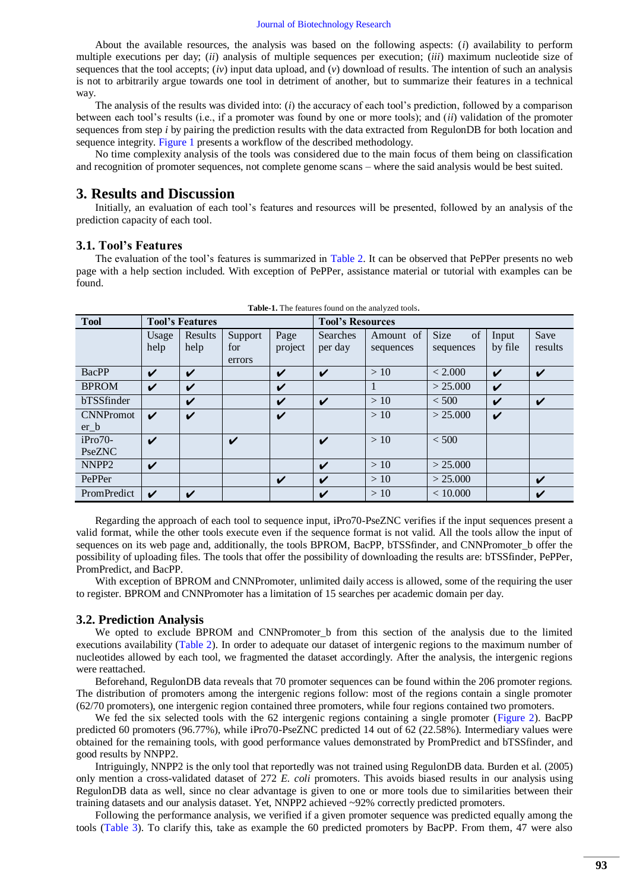About the available resources, the analysis was based on the following aspects: (*i*) availability to perform multiple executions per day; (*ii*) analysis of multiple sequences per execution; (*iii*) maximum nucleotide size of sequences that the tool accepts; (*iv*) input data upload, and (*v*) download of results. The intention of such an analysis is not to arbitrarily argue towards one tool in detriment of another, but to summarize their features in a technical way.

The analysis of the results was divided into: (*i*) the accuracy of each tool's prediction, followed by a comparison between each tool's results (i.e., if a promoter was found by one or more tools); and (*ii*) validation of the promoter sequences from step *i* by pairing the prediction results with the data extracted from RegulonDB for both location and sequence integrity. Figure 1 presents a workflow of the described methodology.

No time complexity analysis of the tools was considered due to the main focus of them being on classification and recognition of promoter sequences, not complete genome scans – where the said analysis would be best suited.

## 3. Results and Discussion

Initially, an evaluation of each tool's features and resources will be presented, followed by an analysis of the prediction capacity of each tool.

### 3.1. Tool's Features

The evaluation of the tool's features is summarized in Table 2. It can be observed that PePPer presents no web page with a help section included. With exception of PePPer, assistance material or tutorial with examples can be found.

**Table-1.** The features found on the analyzed tools.

| Tool | Tool's Features | | | | Tool's Resources | | | | |
|---|---|---|---|---|---|---|---|---|---|
| | Usage help | Results help | Support for errors | Page project | Searches per day | Amount of sequences | Size of sequences | Input by file | Save results |
| BacPP | ✔ | ✔ | | ✔ | ✔ | > 10 | < 2.000 | ✔ | ✔ |
| BPROM | ✔ | ✔ | | ✔ | | 1 | > 25.000 | ✔ | |
| bTSSfinder | | ✔ | | ✔ | ✔ | > 10 | < 500 | ✔ | ✔ |
| CNNPromoter_b | ✔ | ✔ | | ✔ | | > 10 | > 25.000 | ✔ | |
| iPro70-PseZNC | ✔ | | ✔ | | ✔ | > 10 | < 500 | | |
| NNPP2 | ✔ | | | | ✔ | > 10 | > 25.000 | | |
| PePPer | | | | ✔ | ✔ | > 10 | > 25.000 | | ✔ |
| PromPredict | ✔ | ✔ | | | ✔ | > 10 | < 10.000 | | ✔ |

Regarding the approach of each tool to sequence input, iPro70-PseZNC verifies if the input sequences present a valid format, while the other tools execute even if the sequence format is not valid. All the tools allow the input of sequences on its web page and, additionally, the tools BPROM, BacPP, bTSSfinder, and CNNPromoter_b offer the possibility of uploading files. The tools that offer the possibility of downloading the results are: bTSSfinder, PePPer, PromPredict, and BacPP.

With exception of BPROM and CNNPromoter, unlimited daily access is allowed, some of the requiring the user to register. BPROM and CNNPromoter has a limitation of 15 searches per academic domain per day.

### 3.2. Prediction Analysis

We opted to exclude BPROM and CNNPromoter_b from this section of the analysis due to the limited executions availability (Table 2). In order to adequate our dataset of intergenic regions to the maximum number of nucleotides allowed by each tool, we fragmented the dataset accordingly. After the analysis, the intergenic regions were reattached.

Beforehand, RegulonDB data reveals that 70 promoter sequences can be found within the 206 promoter regions. The distribution of promoters among the intergenic regions follow: most of the regions contain a single promoter (62/70 promoters), one intergenic region contained three promoters, while four regions contained two promoters.

We fed the six selected tools with the 62 intergenic regions containing a single promoter (Figure 2). BacPP predicted 60 promoters (96.77%), while iPro70-PseZNC predicted 14 out of 62 (22.58%). Intermediary values were obtained for the remaining tools, with good performance values demonstrated by PromPredict and bTSSfinder, and good results by NNPP2.

Intriguingly, NNPP2 is the only tool that reportedly was not trained using RegulonDB data. Burden et al. (2005) only mention a cross-validated dataset of 272 *E. coli* promoters. This avoids biased results in our analysis using RegulonDB data as well, since no clear advantage is given to one or more tools due to similarities between their training datasets and our analysis dataset. Yet, NNPP2 achieved ~92% correctly predicted promoters.

Following the performance analysis, we verified if a given promoter sequence was predicted equally among the tools (Table 3). To clarify this, take as example the 60 predicted promoters by BacPP. From them, 47 were also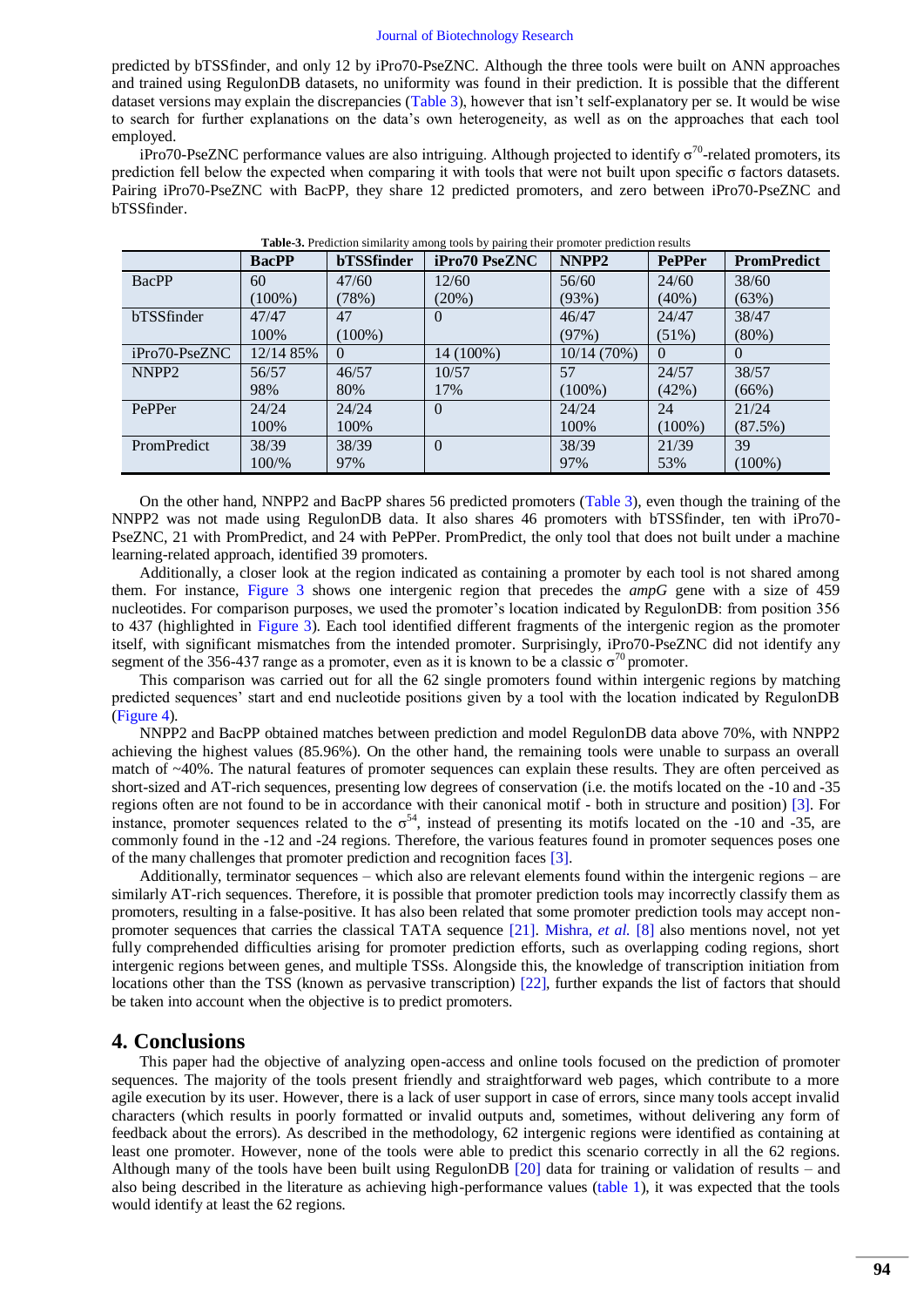predicted by bTSSfinder, and only 12 by iPro70-PseZNC. Although the three tools were built on ANN approaches and trained using RegulonDB datasets, no uniformity was found in their prediction. It is possible that the different dataset versions may explain the discrepancies (Table 3), however that isn't self-explanatory per se. It would be wise to search for further explanations on the data's own heterogeneity, as well as on the approaches that each tool employed.

iPro70-PseZNC performance values are also intriguing. Although projected to identify $\sigma^{70}$-related promoters, its prediction fell below the expected when comparing it with tools that were not built upon specific σ factors datasets. Pairing iPro70-PseZNC with BacPP, they share 12 predicted promoters, and zero between iPro70-PseZNC and bTSSfinder.

**Table-3.** Prediction similarity among tools by pairing their promoter prediction results

| | BacPP | bTSSfinder | iPro70 PseZNC | NNPP2 | PePPer | PromPredict |
|---|---|---|---|---|---|---|
| BacPP | 60 (100%) | 47/60 (78%) | 12/60 (20%) | 56/60 (93%) | 24/60 (40%) | 38/60 (63%) |
| bTSSfinder | 47/47 100% | 47 (100%) | 0 | 46/47 (97%) | 24/47 (51%) | 38/47 (80%) |
| iPro70-PseZNC | 12/14 85% | 0 | 14 (100%) | 10/14 (70%) | 0 | 0 |
| NNPP2 | 56/57 98% | 46/57 80% | 10/57 17% | 57 (100%) | 24/57 (42%) | 38/57 (66%) |
| PePPer | 24/24 100% | 24/24 100% | 0 | 24/24 100% | 24 (100%) | 21/24 (87.5%) |
| PromPredict | 38/39 100/% | 38/39 97% | 0 | 38/39 97% | 21/39 53% | 39 (100%) |

On the other hand, NNPP2 and BacPP shares 56 predicted promoters (Table 3), even though the training of the NNPP2 was not made using RegulonDB data. It also shares 46 promoters with bTSSfinder, ten with iPro70-PseZNC, 21 with PromPredict, and 24 with PePPer. PromPredict, the only tool that does not built under a machine learning-related approach, identified 39 promoters.

Additionally, a closer look at the region indicated as containing a promoter by each tool is not shared among them. For instance, Figure 3 shows one intergenic region that precedes the *ampG* gene with a size of 459 nucleotides. For comparison purposes, we used the promoter's location indicated by RegulonDB: from position 356 to 437 (highlighted in Figure 3). Each tool identified different fragments of the intergenic region as the promoter itself, with significant mismatches from the intended promoter. Surprisingly, iPro70-PseZNC did not identify any segment of the 356-437 range as a promoter, even as it is known to be a classic $\sigma^{70}$ promoter.

This comparison was carried out for all the 62 single promoters found within intergenic regions by matching predicted sequences' start and end nucleotide positions given by a tool with the location indicated by RegulonDB (Figure 4).

NNPP2 and BacPP obtained matches between prediction and model RegulonDB data above 70%, with NNPP2 achieving the highest values (85.96%). On the other hand, the remaining tools were unable to surpass an overall match of ~40%. The natural features of promoter sequences can explain these results. They are often perceived as short-sized and AT-rich sequences, presenting low degrees of conservation (i.e. the motifs located on the -10 and -35 regions often are not found to be in accordance with their canonical motif - both in structure and position) [3]. For instance, promoter sequences related to the $\sigma^{54}$, instead of presenting its motifs located on the -10 and -35, are commonly found in the -12 and -24 regions. Therefore, the various features found in promoter sequences poses one of the many challenges that promoter prediction and recognition faces [3].

Additionally, terminator sequences – which also are relevant elements found within the intergenic regions – are similarly AT-rich sequences. Therefore, it is possible that promoter prediction tools may incorrectly classify them as promoters, resulting in a false-positive. It has also been related that some promoter prediction tools may accept non-promoter sequences that carries the classical TATA sequence [21]. Mishra, *et al.* [8] also mentions novel, not yet fully comprehended difficulties arising for promoter prediction efforts, such as overlapping coding regions, short intergenic regions between genes, and multiple TSSs. Alongside this, the knowledge of transcription initiation from locations other than the TSS (known as pervasive transcription) [22], further expands the list of factors that should be taken into account when the objective is to predict promoters.

# 4. Conclusions

This paper had the objective of analyzing open-access and online tools focused on the prediction of promoter sequences. The majority of the tools present friendly and straightforward web pages, which contribute to a more agile execution by its user. However, there is a lack of user support in case of errors, since many tools accept invalid characters (which results in poorly formatted or invalid outputs and, sometimes, without delivering any form of feedback about the errors). As described in the methodology, 62 intergenic regions were identified as containing at least one promoter. However, none of the tools were able to predict this scenario correctly in all the 62 regions. Although many of the tools have been built using RegulonDB [20] data for training or validation of results – and also being described in the literature as achieving high-performance values (table 1), it was expected that the tools would identify at least the 62 regions.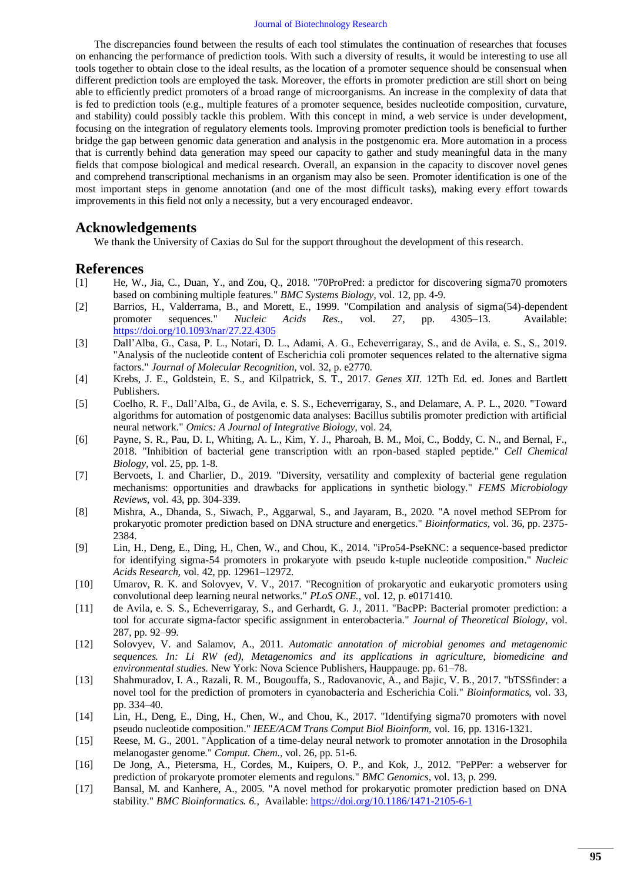The discrepancies found between the results of each tool stimulates the continuation of researches that focuses on enhancing the performance of prediction tools. With such a diversity of results, it would be interesting to use all tools together to obtain close to the ideal results, as the location of a promoter sequence should be consensual when different prediction tools are employed the task. Moreover, the efforts in promoter prediction are still short on being able to efficiently predict promoters of a broad range of microorganisms. An increase in the complexity of data that is fed to prediction tools (e.g., multiple features of a promoter sequence, besides nucleotide composition, curvature, and stability) could possibly tackle this problem. With this concept in mind, a web service is under development, focusing on the integration of regulatory elements tools. Improving promoter prediction tools is beneficial to further bridge the gap between genomic data generation and analysis in the postgenomic era. More automation in a process that is currently behind data generation may speed our capacity to gather and study meaningful data in the many fields that compose biological and medical research. Overall, an expansion in the capacity to discover novel genes and comprehend transcriptional mechanisms in an organism may also be seen. Promoter identification is one of the most important steps in genome annotation (and one of the most difficult tasks), making every effort towards improvements in this field not only a necessity, but a very encouraged endeavor.

## Acknowledgements

We thank the University of Caxias do Sul for the support throughout the development of this research.

## References

[1] He, W., Jia, C., Duan, Y., and Zou, Q., 2018. "70ProPred: a predictor for discovering sigma70 promoters based on combining multiple features." *BMC Systems Biology*, vol. 12, pp. 4-9.

[2] Barrios, H., Valderrama, B., and Morett, E., 1999. "Compilation and analysis of sigma(54)-dependent promoter sequences." *Nucleic Acids Res.*, vol. 27, pp. 4305–13. Available: https://doi.org/10.1093/nar/27.22.4305

[3] Dall'Alba, G., Casa, P. L., Notari, D. L., Adami, A. G., Echeverrigaray, S., and de Avila, e. S., S., 2019. "Analysis of the nucleotide content of Escherichia coli promoter sequences related to the alternative sigma factors." *Journal of Molecular Recognition*, vol. 32, p. e2770.

[4] Krebs, J. E., Goldstein, E. S., and Kilpatrick, S. T., 2017. *Genes XII*. 12Th Ed. ed. Jones and Bartlett Publishers.

[5] Coelho, R. F., Dall'Alba, G., de Avila, e. S. S., Echeverrigaray, S., and Delamare, A. P. L., 2020. "Toward algorithms for automation of postgenomic data analyses: Bacillus subtilis promoter prediction with artificial neural network." *Omics: A Journal of Integrative Biology*, vol. 24,

[6] Payne, S. R., Pau, D. I., Whiting, A. L., Kim, Y. J., Pharoah, B. M., Moi, C., Boddy, C. N., and Bernal, F., 2018. "Inhibition of bacterial gene transcription with an rpon-based stapled peptide." *Cell Chemical Biology*, vol. 25, pp. 1-8.

[7] Bervoets, I. and Charlier, D., 2019. "Diversity, versatility and complexity of bacterial gene regulation mechanisms: opportunities and drawbacks for applications in synthetic biology." *FEMS Microbiology Reviews*, vol. 43, pp. 304-339.

[8] Mishra, A., Dhanda, S., Siwach, P., Aggarwal, S., and Jayaram, B., 2020. "A novel method SEProm for prokaryotic promoter prediction based on DNA structure and energetics." *Bioinformatics*, vol. 36, pp. 2375-2384.

[9] Lin, H., Deng, E., Ding, H., Chen, W., and Chou, K., 2014. "iPro54-PseKNC: a sequence-based predictor for identifying sigma-54 promoters in prokaryote with pseudo k-tuple nucleotide composition." *Nucleic Acids Research*, vol. 42, pp. 12961–12972.

[10] Umarov, R. K. and Solovyev, V. V., 2017. "Recognition of prokaryotic and eukaryotic promoters using convolutional deep learning neural networks." *PLoS ONE.*, vol. 12, p. e0171410.

[11] de Avila, e. S. S., Echeverrigaray, S., and Gerhardt, G. J., 2011. "BacPP: Bacterial promoter prediction: a tool for accurate sigma-factor specific assignment in enterobacteria." *Journal of Theoretical Biology*, vol. 287, pp. 92–99.

[12] Solovyev, V. and Salamov, A., 2011. *Automatic annotation of microbial genomes and metagenomic sequences. In: Li RW (ed), Metagenomics and its applications in agriculture, biomedicine and environmental studies.* New York: Nova Science Publishers, Hauppauge. pp. 61–78.

[13] Shahmuradov, I. A., Razali, R. M., Bougouffa, S., Radovanovic, A., and Bajic, V. B., 2017. "bTSSfinder: a novel tool for the prediction of promoters in cyanobacteria and Escherichia Coli." *Bioinformatics*, vol. 33, pp. 334–40.

[14] Lin, H., Deng, E., Ding, H., Chen, W., and Chou, K., 2017. "Identifying sigma70 promoters with novel pseudo nucleotide composition." *IEEE/ACM Trans Comput Biol Bioinform*, vol. 16, pp. 1316-1321.

[15] Reese, M. G., 2001. "Application of a time-delay neural network to promoter annotation in the Drosophila melanogaster genome." *Comput. Chem.*, vol. 26, pp. 51-6.

[16] De Jong, A., Pietersma, H., Cordes, M., Kuipers, O. P., and Kok, J., 2012. "PePPer: a webserver for prediction of prokaryote promoter elements and regulons." *BMC Genomics*, vol. 13, p. 299.

[17] Bansal, M. and Kanhere, A., 2005. "A novel method for prokaryotic promoter prediction based on DNA stability." *BMC Bioinformatics. 6.*, Available: https://doi.org/10.1186/1471-2105-6-1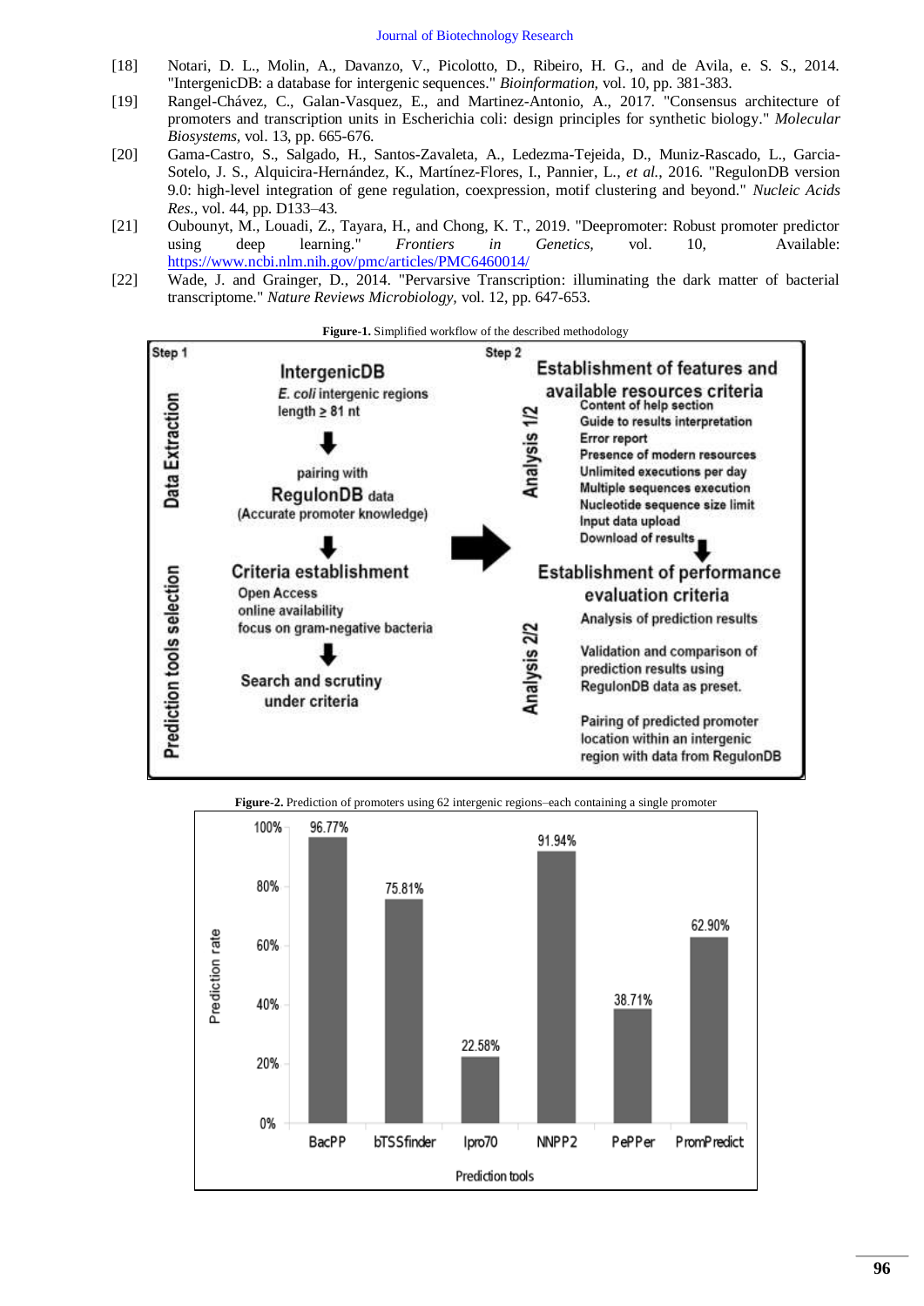[18] Notari, D. L., Molin, A., Davanzo, V., Picolotto, D., Ribeiro, H. G., and de Avila, e. S. S., 2014. "IntergenicDB: a database for intergenic sequences." *Bioinformation,* vol. 10, pp. 381-383.

[19] Rangel-Chávez, C., Galan-Vasquez, E., and Martinez-Antonio, A., 2017. "Consensus architecture of promoters and transcription units in Escherichia coli: design principles for synthetic biology." *Molecular Biosystems,* vol. 13, pp. 665-676.

[20] Gama-Castro, S., Salgado, H., Santos-Zavaleta, A., Ledezma-Tejeida, D., Muniz-Rascado, L., Garcia-Sotelo, J. S., Alquicira-Hernández, K., Martínez-Flores, I., Pannier, L., *et al.*, 2016. "RegulonDB version 9.0: high-level integration of gene regulation, coexpression, motif clustering and beyond." *Nucleic Acids Res.,* vol. 44, pp. D133–43.

[21] Oubounyt, M., Louadi, Z., Tayara, H., and Chong, K. T., 2019. "Deepromoter: Robust promoter predictor using deep learning." *Frontiers in Genetics,* vol. 10, Available: https://www.ncbi.nlm.nih.gov/pmc/articles/PMC6460014/

[22] Wade, J. and Grainger, D., 2014. "Pervarsive Transcription: illuminating the dark matter of bacterial transcriptome." *Nature Reviews Microbiology,* vol. 12, pp. 647-653.

**Figure-1.** Simplified workflow of the described methodology

**Figure-2.** Prediction of promoters using 62 intergenic regions–each containing a single promoter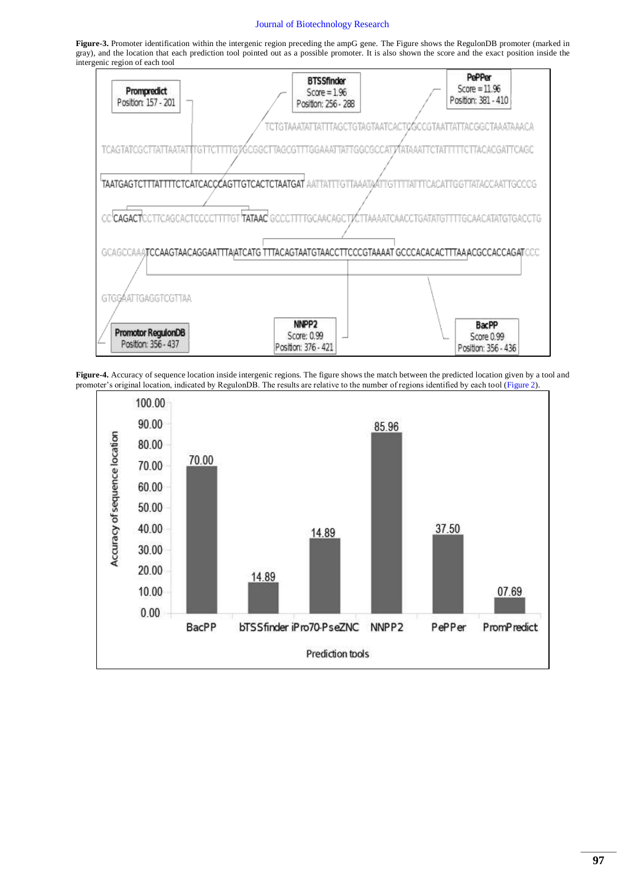**Figure-3.** Promoter identification within the intergenic region preceding the ampG gene. The Figure shows the RegulonDB promoter (marked in gray), and the location that each prediction tool pointed out as a possible promoter. It is also shown the score and the exact position inside the intergenic region of each tool

Prompredict
Position: 157 - 201

BTSSfinder
Score = 1.96
Position: 256 - 288

PePPer
Score = 11.96
Position: 381 - 410

TCTGTAAATATTATTTAGCTGTAGTAATCACTGCCGTAATTATTACGGCTAAATAAACA

TCAGTATCGCTTATTAATATTTGTTCTTTTGTGCGGCTTAGCGTTTGGAAATTATTGGCGCCATTATAAATTCTATTTTTCTTACACGATTCAGC

TAATGAGTCTTTATTTTCTCATCACCCAGTTGTCACTCTAATGAT AATTATTTGTTAAATAATTGTTTTATTTCACATTGGTTATACCAATTGCCCG

CC CAGACT CCTTCAGCACTCCCCTTTTGT TATAAC GCCCTTTTGCAACAGCTTCTTAAAATCAACCTGATATGTTTTGCAACATATGTGACCTG

GCAGCCAAATCCAAGTAACAGGAATTTAATCATG TTTACAGTAATGTAACCTTCCCGTAAAAT GCCCACACACTTTAAACGCCACCAGATCCC

GTGGAATTGAGGTCGTTAA

Promotor RegulonDB
Position: 356 - 437

NNPP2
Score: 0.99
Position: 376 - 421

BacPP
Score 0.99
Position: 356 - 436

**Figure-4.** Accuracy of sequence location inside intergenic regions. The figure shows the match between the predicted location given by a tool and promoter's original location, indicated by RegulonDB. The results are relative to the number of regions identified by each tool (Figure 2).

Accuracy of sequence location

100.00
90.00
80.00
70.00
60.00
50.00
40.00
30.00
20.00
10.00
0.00

70.00
14.89
14.89
85.96
37.50
07.69

BacPP
bTSSfinder
iPro70-PseZNC
NNPP2
PePPer
PromPredict

Prediction tools